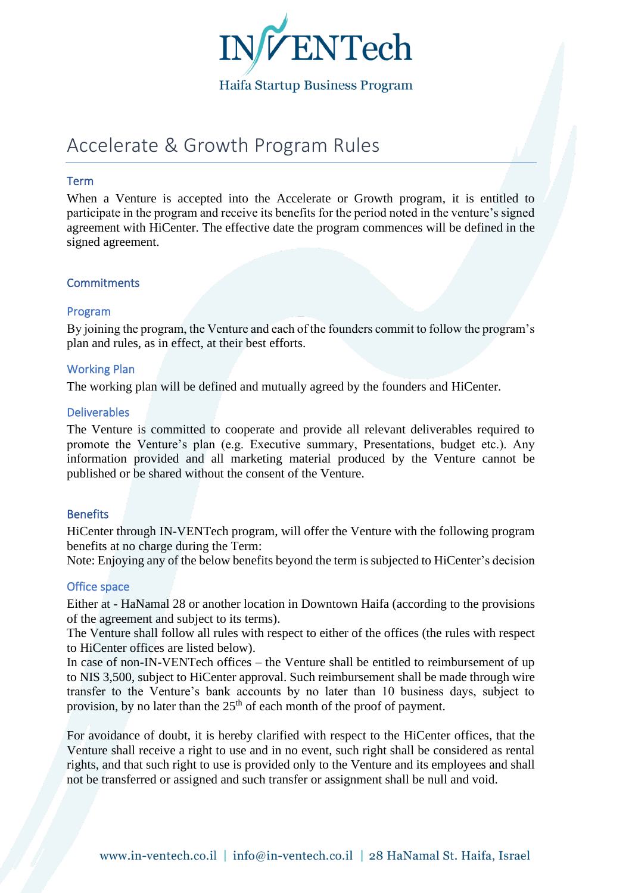# Accelerate & Growth Program Rules

## Term

When a Venture is accepted into the Accelerate or Growth program, it is entitled to participate in the program and receive its benefits for the period noted in the venture's signed agreement with HiCenter. The effective date the program commences will be defined in the signed agreement.

## Commitments

### Program

By joining the program, the Venture and each of the founders commit to follow the program's plan and rules, as in effect, at their best efforts.

### Working Plan

The working plan will be defined and mutually agreed by the founders and HiCenter.

### Deliverables

The Venture is committed to cooperate and provide all relevant deliverables required to promote the Venture's plan (e.g. Executive summary, Presentations, budget etc.). Any information provided and all marketing material produced by the Venture cannot be published or be shared without the consent of the Venture.

## Benefits

HiCenter through IN-VENTech program, will offer the Venture with the following program benefits at no charge during the Term:
Note: Enjoying any of the below benefits beyond the term is subjected to HiCenter's decision

### Office space

Either at - HaNamal 28 or another location in Downtown Haifa (according to the provisions of the agreement and subject to its terms).
The Venture shall follow all rules with respect to either of the offices (the rules with respect to HiCenter offices are listed below).
In case of non-IN-VENTech offices – the Venture shall be entitled to reimbursement of up to NIS 3,500, subject to HiCenter approval. Such reimbursement shall be made through wire transfer to the Venture's bank accounts by no later than 10 business days, subject to provision, by no later than the 25th of each month of the proof of payment.

For avoidance of doubt, it is hereby clarified with respect to the HiCenter offices, that the Venture shall receive a right to use and in no event, such right shall be considered as rental rights, and that such right to use is provided only to the Venture and its employees and shall not be transferred or assigned and such transfer or assignment shall be null and void.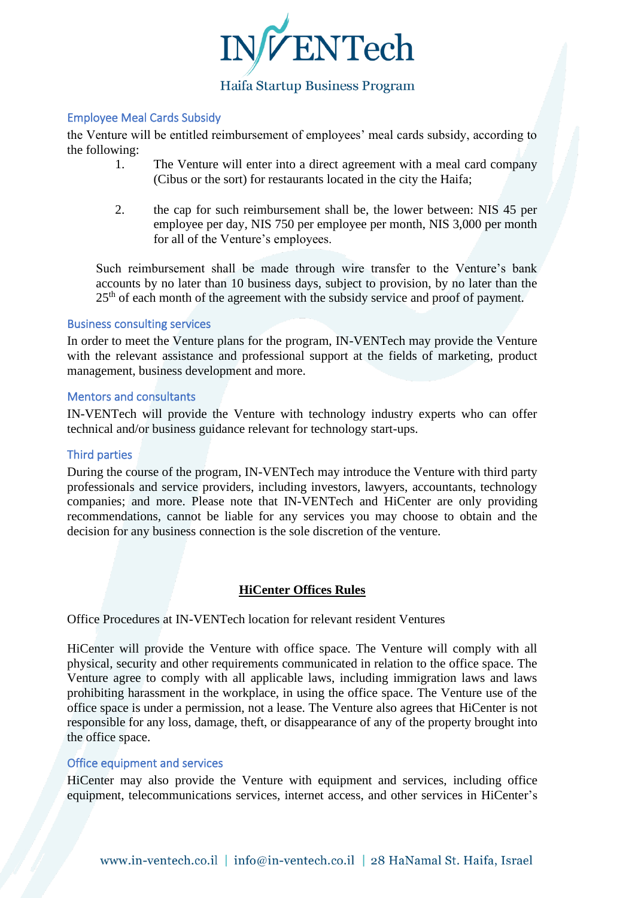### Employee Meal Cards Subsidy

the Venture will be entitled reimbursement of employees' meal cards subsidy, according to the following:

1. The Venture will enter into a direct agreement with a meal card company (Cibus or the sort) for restaurants located in the city the Haifa;

2. the cap for such reimbursement shall be, the lower between: NIS 45 per employee per day, NIS 750 per employee per month, NIS 3,000 per month for all of the Venture's employees.

Such reimbursement shall be made through wire transfer to the Venture's bank accounts by no later than 10 business days, subject to provision, by no later than the 25th of each month of the agreement with the subsidy service and proof of payment.

### Business consulting services

In order to meet the Venture plans for the program, IN-VENTech may provide the Venture with the relevant assistance and professional support at the fields of marketing, product management, business development and more.

### Mentors and consultants

IN-VENTech will provide the Venture with technology industry experts who can offer technical and/or business guidance relevant for technology start-ups.

### Third parties

During the course of the program, IN-VENTech may introduce the Venture with third party professionals and service providers, including investors, lawyers, accountants, technology companies; and more. Please note that IN-VENTech and HiCenter are only providing recommendations, cannot be liable for any services you may choose to obtain and the decision for any business connection is the sole discretion of the venture.

## **HiCenter Offices Rules**

Office Procedures at IN-VENTech location for relevant resident Ventures

HiCenter will provide the Venture with office space. The Venture will comply with all physical, security and other requirements communicated in relation to the office space. The Venture agree to comply with all applicable laws, including immigration laws and laws prohibiting harassment in the workplace, in using the office space. The Venture use of the office space is under a permission, not a lease. The Venture also agrees that HiCenter is not responsible for any loss, damage, theft, or disappearance of any of the property brought into the office space.

### Office equipment and services

HiCenter may also provide the Venture with equipment and services, including office equipment, telecommunications services, internet access, and other services in HiCenter's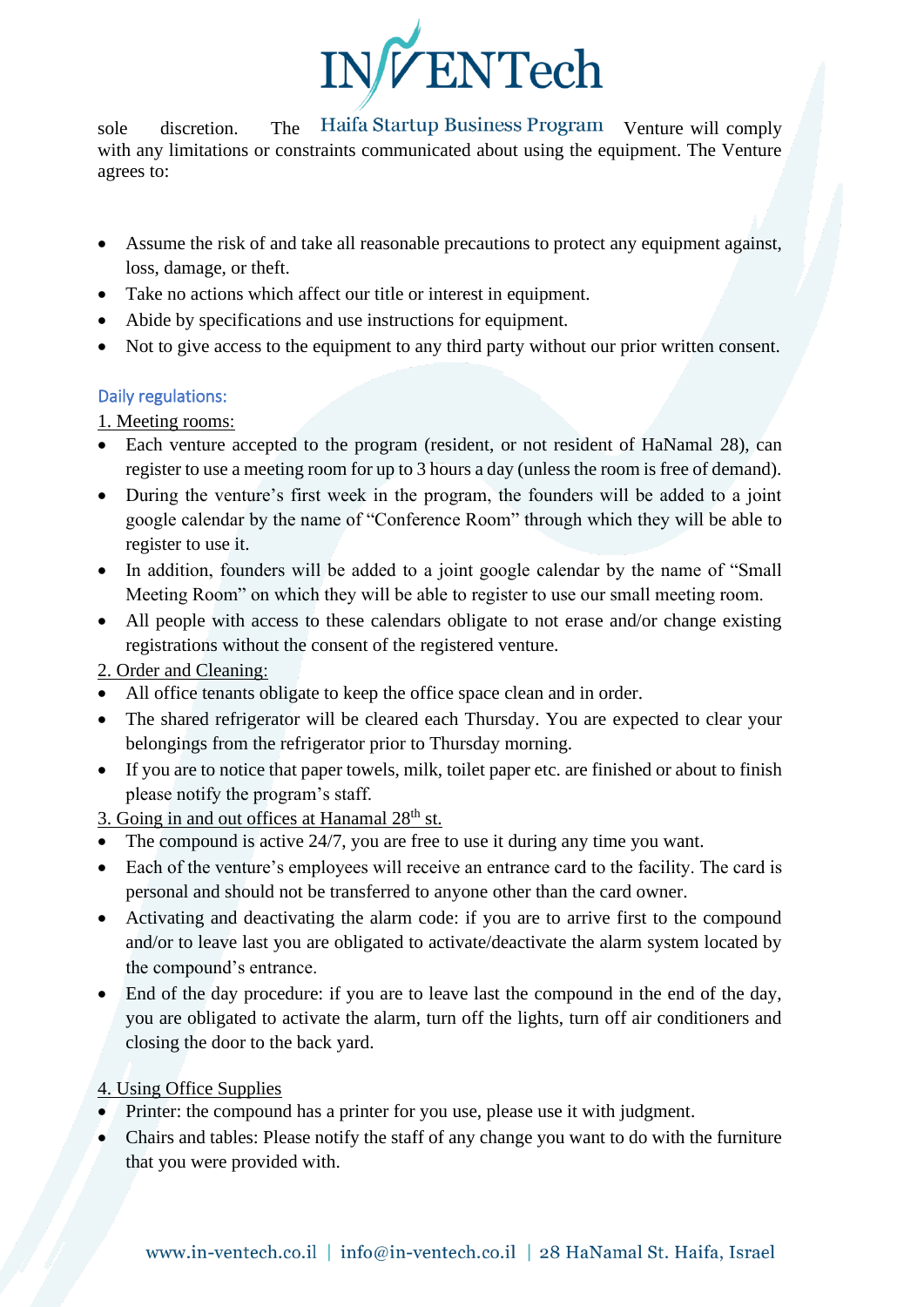sole discretion. The Venture will comply with any limitations or constraints communicated about using the equipment. The Venture agrees to:

- Assume the risk of and take all reasonable precautions to protect any equipment against, loss, damage, or theft.
- Take no actions which affect our title or interest in equipment.
- Abide by specifications and use instructions for equipment.
- Not to give access to the equipment to any third party without our prior written consent.

### Daily regulations:

1. Meeting rooms:

- Each venture accepted to the program (resident, or not resident of HaNamal 28), can register to use a meeting room for up to 3 hours a day (unless the room is free of demand).
- During the venture's first week in the program, the founders will be added to a joint google calendar by the name of "Conference Room" through which they will be able to register to use it.
- In addition, founders will be added to a joint google calendar by the name of "Small Meeting Room" on which they will be able to register to use our small meeting room.
- All people with access to these calendars obligate to not erase and/or change existing registrations without the consent of the registered venture.

2. Order and Cleaning:

- All office tenants obligate to keep the office space clean and in order.
- The shared refrigerator will be cleared each Thursday. You are expected to clear your belongings from the refrigerator prior to Thursday morning.
- If you are to notice that paper towels, milk, toilet paper etc. are finished or about to finish please notify the program's staff.

3. Going in and out offices at Hanamal 28th st.

- The compound is active 24/7, you are free to use it during any time you want.
- Each of the venture's employees will receive an entrance card to the facility. The card is personal and should not be transferred to anyone other than the card owner.
- Activating and deactivating the alarm code: if you are to arrive first to the compound and/or to leave last you are obligated to activate/deactivate the alarm system located by the compound's entrance.
- End of the day procedure: if you are to leave last the compound in the end of the day, you are obligated to activate the alarm, turn off the lights, turn off air conditioners and closing the door to the back yard.

4. Using Office Supplies

- Printer: the compound has a printer for you use, please use it with judgment.
- Chairs and tables: Please notify the staff of any change you want to do with the furniture that you were provided with.